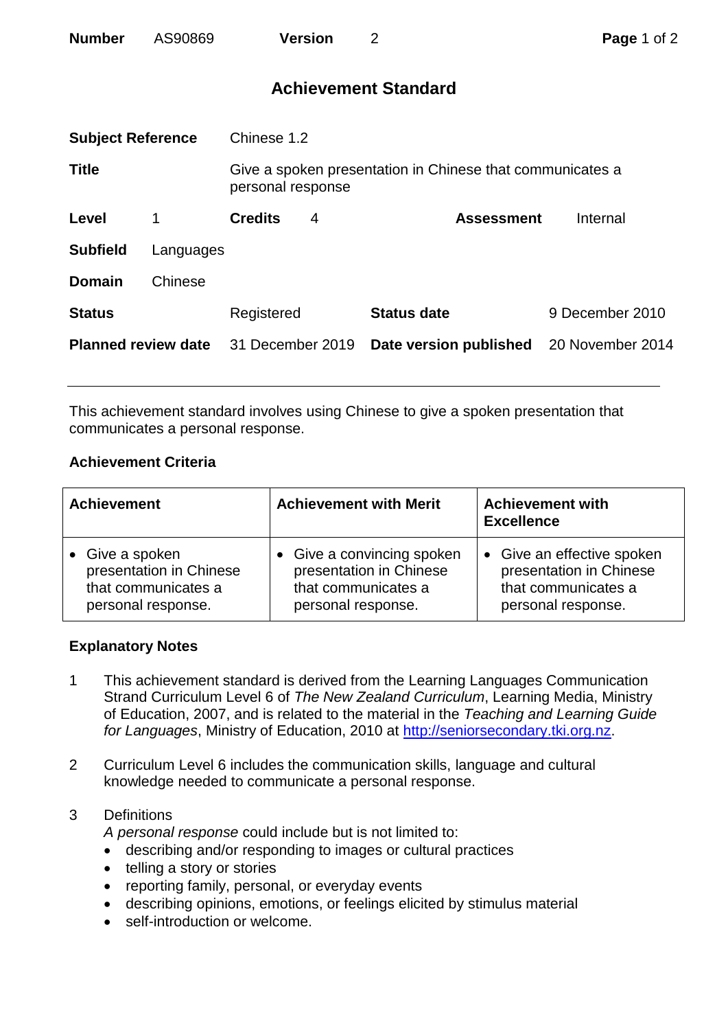| **Number** | AS90869 | **Version** | 2 |
|---|---|---|---|

# Achievement Standard

| | | | |
|---|---|---|---|
| **Subject Reference** | Chinese 1.2 | | |
| **Title** | Give a spoken presentation in Chinese that communicates a personal response | | |
| **Level** | 1 | **Credits** 4 | **Assessment** Internal |
| **Subfield** | Languages | | |
| **Domain** | Chinese | | |
| **Status** | Registered | **Status date** | 9 December 2010 |
| **Planned review date** | 31 December 2019 | **Date version published** | 20 November 2014 |

---

This achievement standard involves using Chinese to give a spoken presentation that communicates a personal response.

## Achievement Criteria

| Achievement | Achievement with Merit | Achievement with Excellence |
|---|---|---|
| • Give a spoken presentation in Chinese that communicates a personal response. | • Give a convincing spoken presentation in Chinese that communicates a personal response. | • Give an effective spoken presentation in Chinese that communicates a personal response. |

## Explanatory Notes

1. This achievement standard is derived from the Learning Languages Communication Strand Curriculum Level 6 of *The New Zealand Curriculum*, Learning Media, Ministry of Education, 2007, and is related to the material in the *Teaching and Learning Guide for Languages*, Ministry of Education, 2010 at http://seniorsecondary.tki.org.nz.

2. Curriculum Level 6 includes the communication skills, language and cultural knowledge needed to communicate a personal response.

3. Definitions
   *A personal response* could include but is not limited to:
   - describing and/or responding to images or cultural practices
   - telling a story or stories
   - reporting family, personal, or everyday events
   - describing opinions, emotions, or feelings elicited by stimulus material
   - self-introduction or welcome.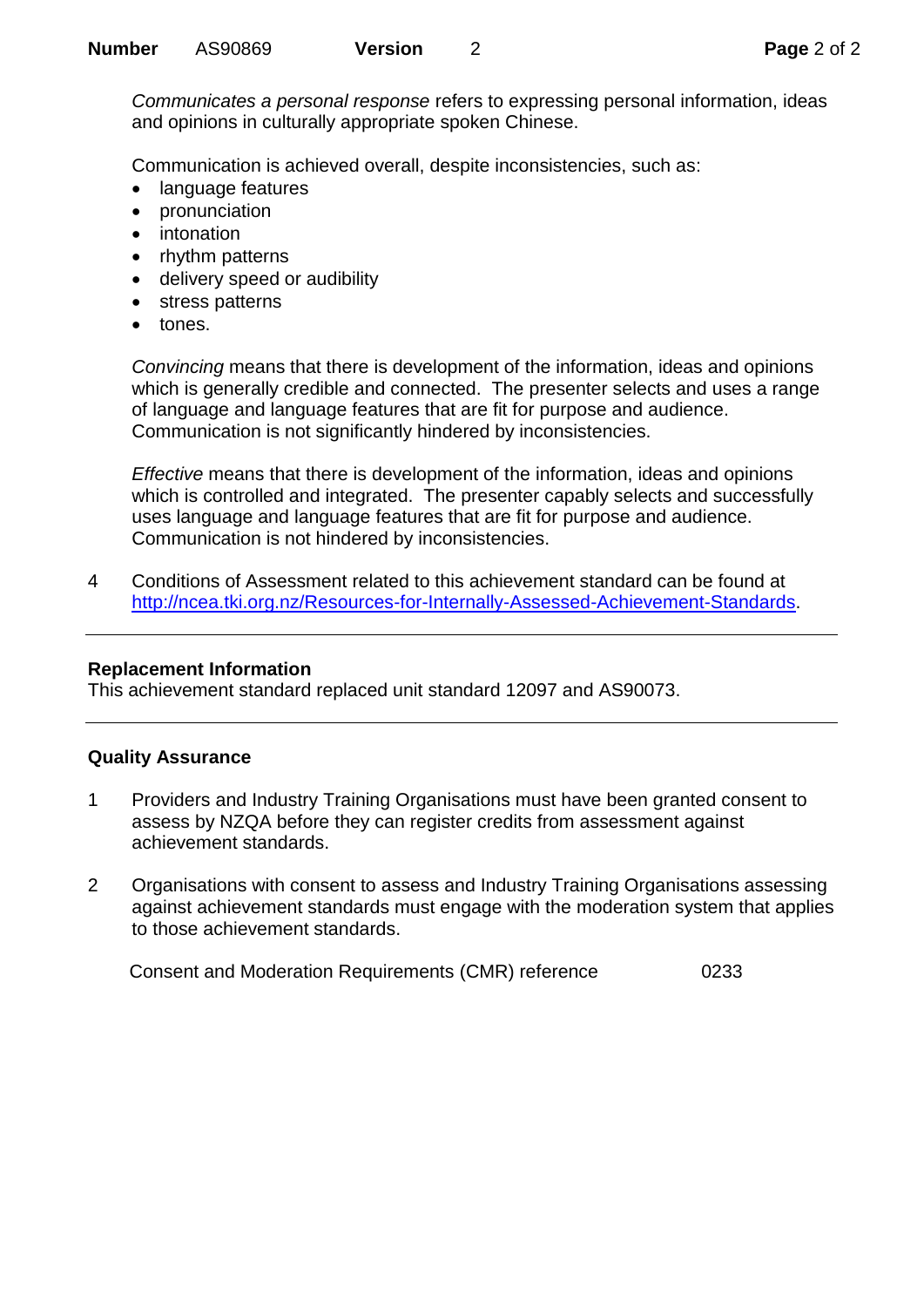*Communicates a personal response* refers to expressing personal information, ideas and opinions in culturally appropriate spoken Chinese.

Communication is achieved overall, despite inconsistencies, such as:

- language features
- pronunciation
- intonation
- rhythm patterns
- delivery speed or audibility
- stress patterns
- tones.

*Convincing* means that there is development of the information, ideas and opinions which is generally credible and connected. The presenter selects and uses a range of language and language features that are fit for purpose and audience. Communication is not significantly hindered by inconsistencies.

*Effective* means that there is development of the information, ideas and opinions which is controlled and integrated. The presenter capably selects and successfully uses language and language features that are fit for purpose and audience. Communication is not hindered by inconsistencies.

4 Conditions of Assessment related to this achievement standard can be found at http://ncea.tki.org.nz/Resources-for-Internally-Assessed-Achievement-Standards.

---

**Replacement Information**

This achievement standard replaced unit standard 12097 and AS90073.

---

**Quality Assurance**

1 Providers and Industry Training Organisations must have been granted consent to assess by NZQA before they can register credits from assessment against achievement standards.

2 Organisations with consent to assess and Industry Training Organisations assessing against achievement standards must engage with the moderation system that applies to those achievement standards.

Consent and Moderation Requirements (CMR) reference 0233